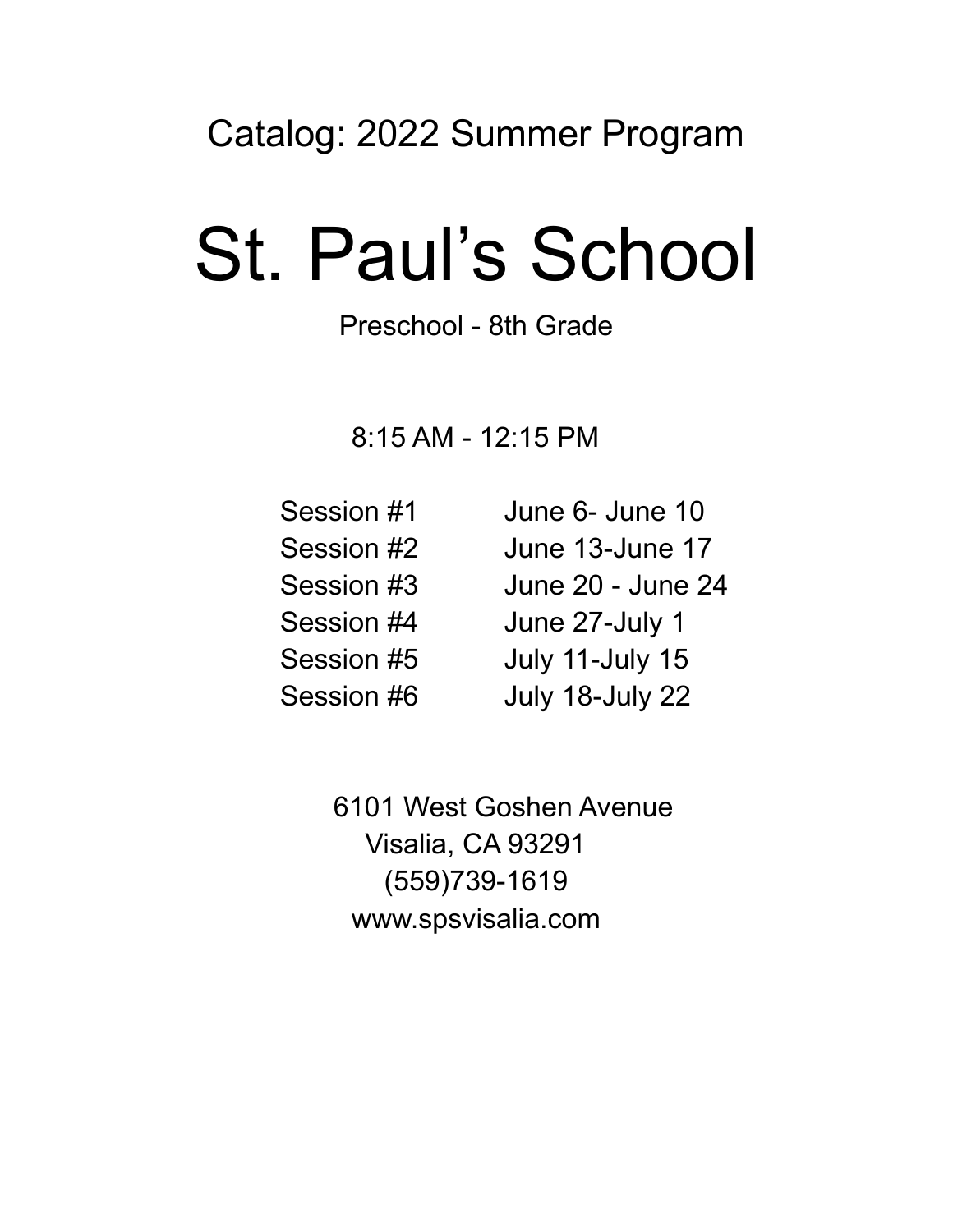Catalog: 2022 Summer Program

# St. Paul's School

Preschool - 8th Grade

8:15 AM - 12:15 PM

| | |
|---|---|
| Session #1 | June 6- June 10 |
| Session #2 | June 13-June 17 |
| Session #3 | June 20 - June 24 |
| Session #4 | June 27-July 1 |
| Session #5 | July 11-July 15 |
| Session #6 | July 18-July 22 |

6101 West Goshen Avenue
Visalia, CA 93291
(559)739-1619
www.spsvisalia.com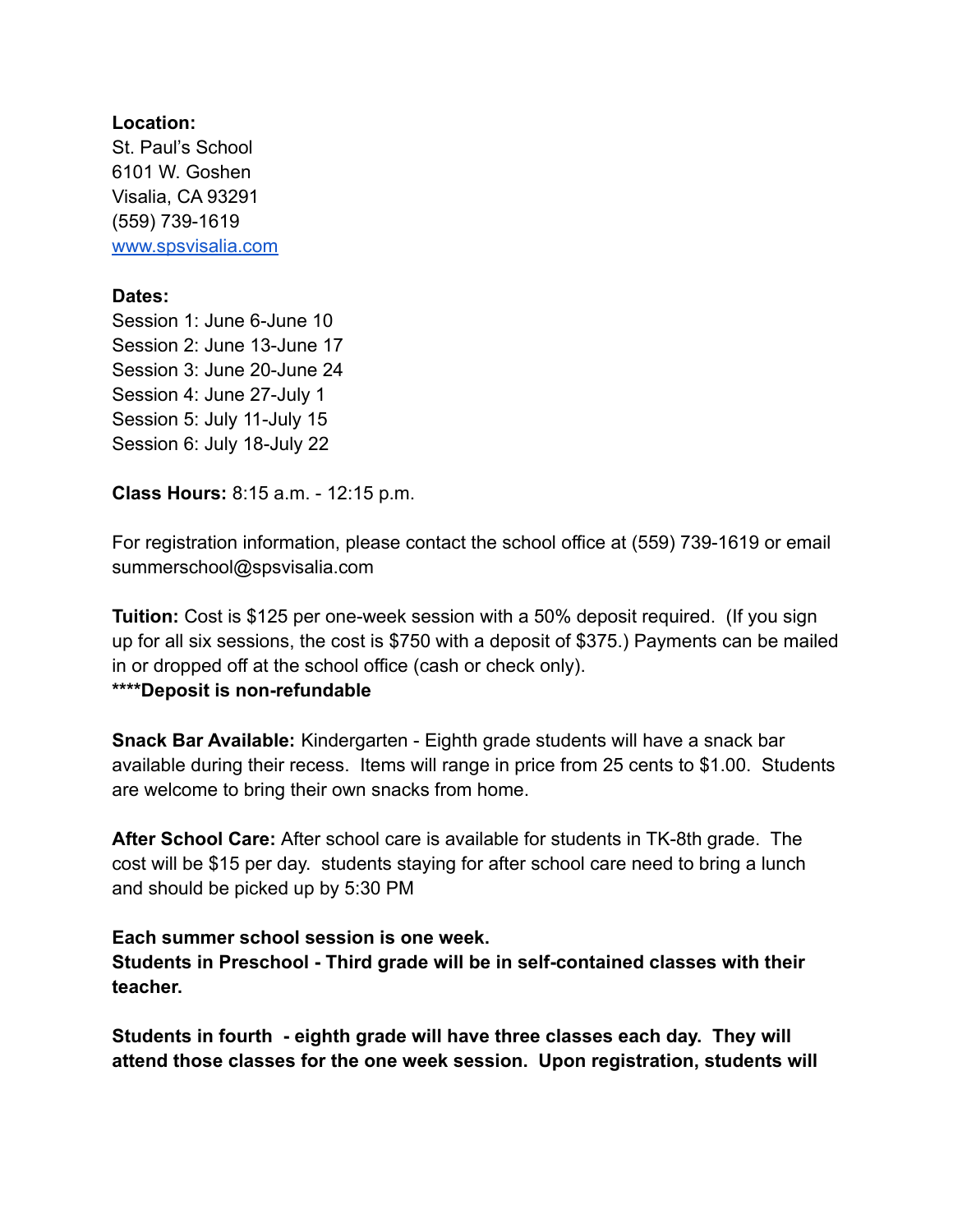**Location:**
St. Paul's School
6101 W. Goshen
Visalia, CA 93291
(559) 739-1619
[www.spsvisalia.com](www.spsvisalia.com)

**Dates:**
Session 1: June 6-June 10
Session 2: June 13-June 17
Session 3: June 20-June 24
Session 4: June 27-July 1
Session 5: July 11-July 15
Session 6: July 18-July 22

**Class Hours:** 8:15 a.m. - 12:15 p.m.

For registration information, please contact the school office at (559) 739-1619 or email summerschool@spsvisalia.com

**Tuition:** Cost is $125 per one-week session with a 50% deposit required. (If you sign up for all six sessions, the cost is $750 with a deposit of $375.) Payments can be mailed in or dropped off at the school office (cash or check only).
**\*\*\*\*Deposit is non-refundable**

**Snack Bar Available:** Kindergarten - Eighth grade students will have a snack bar available during their recess. Items will range in price from 25 cents to $1.00. Students are welcome to bring their own snacks from home.

**After School Care:** After school care is available for students in TK-8th grade. The cost will be $15 per day. students staying for after school care need to bring a lunch and should be picked up by 5:30 PM

**Each summer school session is one week.**
**Students in Preschool - Third grade will be in self-contained classes with their teacher.**

**Students in fourth - eighth grade will have three classes each day. They will attend those classes for the one week session. Upon registration, students will**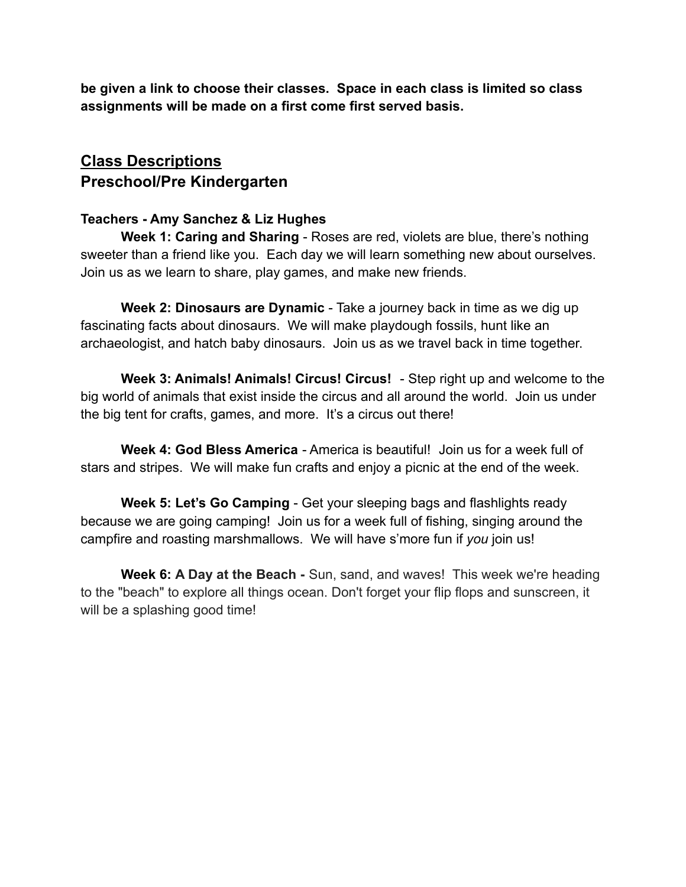**be given a link to choose their classes. Space in each class is limited so class assignments will be made on a first come first served basis.**

## Class Descriptions
## Preschool/Pre Kindergarten

**Teachers - Amy Sanchez & Liz Hughes**

**Week 1: Caring and Sharing** - Roses are red, violets are blue, there's nothing sweeter than a friend like you. Each day we will learn something new about ourselves. Join us as we learn to share, play games, and make new friends.

**Week 2: Dinosaurs are Dynamic** - Take a journey back in time as we dig up fascinating facts about dinosaurs. We will make playdough fossils, hunt like an archaeologist, and hatch baby dinosaurs. Join us as we travel back in time together.

**Week 3: Animals! Animals! Circus! Circus!** - Step right up and welcome to the big world of animals that exist inside the circus and all around the world. Join us under the big tent for crafts, games, and more. It's a circus out there!

**Week 4: God Bless America** - America is beautiful! Join us for a week full of stars and stripes. We will make fun crafts and enjoy a picnic at the end of the week.

**Week 5: Let's Go Camping** - Get your sleeping bags and flashlights ready because we are going camping! Join us for a week full of fishing, singing around the campfire and roasting marshmallows. We will have s'more fun if *you* join us!

**Week 6: A Day at the Beach -** Sun, sand, and waves! This week we're heading to the "beach" to explore all things ocean. Don't forget your flip flops and sunscreen, it will be a splashing good time!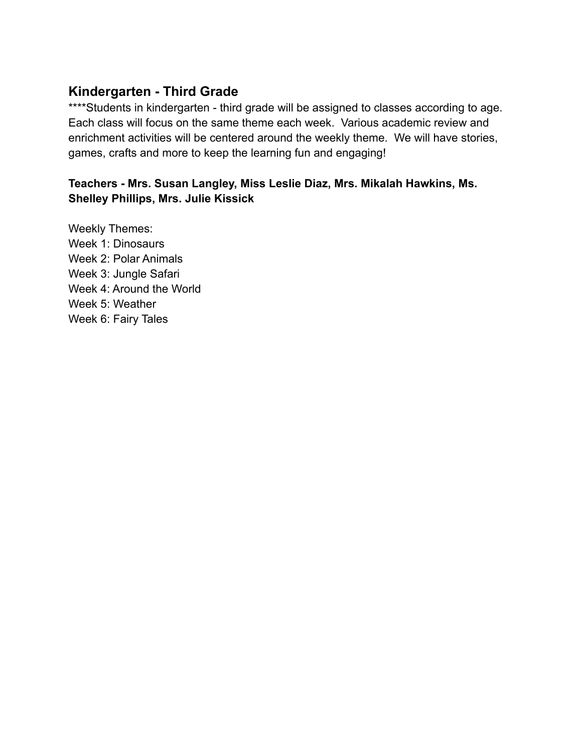## Kindergarten - Third Grade

****Students in kindergarten - third grade will be assigned to classes according to age. Each class will focus on the same theme each week. Various academic review and enrichment activities will be centered around the weekly theme. We will have stories, games, crafts and more to keep the learning fun and engaging!

**Teachers - Mrs. Susan Langley, Miss Leslie Diaz, Mrs. Mikalah Hawkins, Ms. Shelley Phillips, Mrs. Julie Kissick**

Weekly Themes:
Week 1: Dinosaurs
Week 2: Polar Animals
Week 3: Jungle Safari
Week 4: Around the World
Week 5: Weather
Week 6: Fairy Tales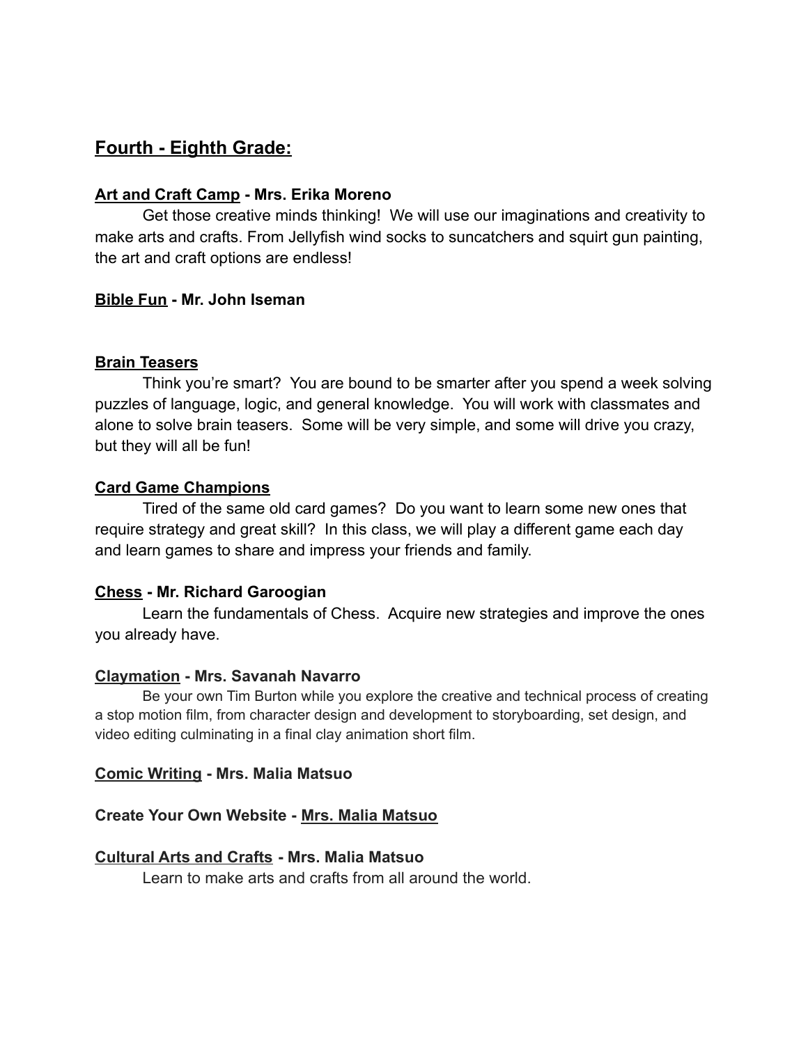## Fourth - Eighth Grade:

**Art and Craft Camp - Mrs. Erika Moreno**

Get those creative minds thinking! We will use our imaginations and creativity to make arts and crafts. From Jellyfish wind socks to suncatchers and squirt gun painting, the art and craft options are endless!

**Bible Fun - Mr. John Iseman**

**Brain Teasers**

Think you're smart? You are bound to be smarter after you spend a week solving puzzles of language, logic, and general knowledge. You will work with classmates and alone to solve brain teasers. Some will be very simple, and some will drive you crazy, but they will all be fun!

**Card Game Champions**

Tired of the same old card games? Do you want to learn some new ones that require strategy and great skill? In this class, we will play a different game each day and learn games to share and impress your friends and family.

**Chess - Mr. Richard Garoogian**

Learn the fundamentals of Chess. Acquire new strategies and improve the ones you already have.

**Claymation - Mrs. Savanah Navarro**

Be your own Tim Burton while you explore the creative and technical process of creating a stop motion film, from character design and development to storyboarding, set design, and video editing culminating in a final clay animation short film.

**Comic Writing - Mrs. Malia Matsuo**

**Create Your Own Website - Mrs. Malia Matsuo**

**Cultural Arts and Crafts - Mrs. Malia Matsuo**

Learn to make arts and crafts from all around the world.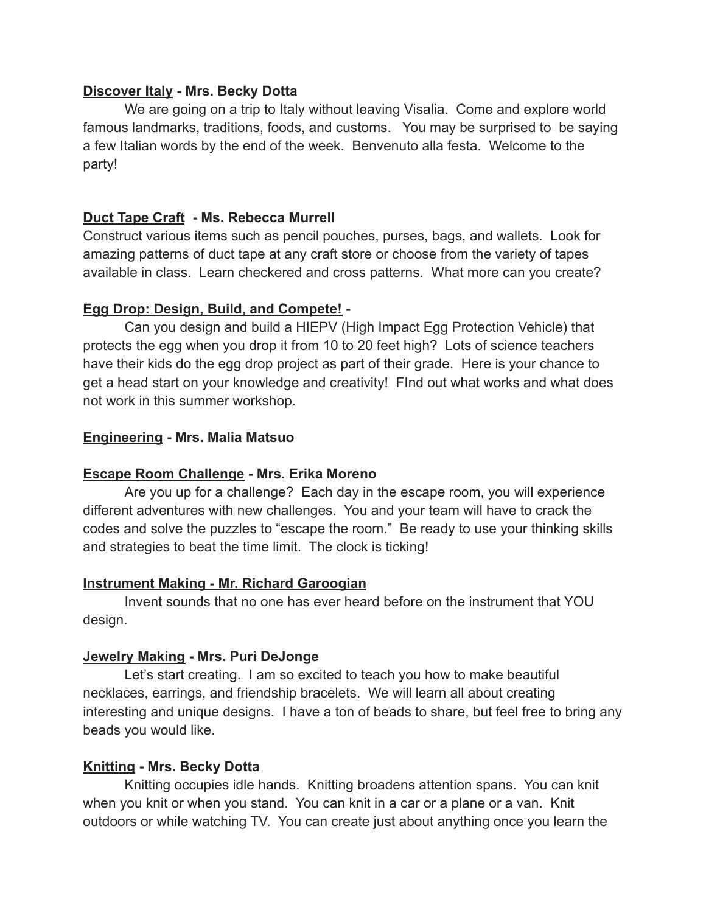**Discover Italy - Mrs. Becky Dotta**

We are going on a trip to Italy without leaving Visalia. Come and explore world famous landmarks, traditions, foods, and customs. You may be surprised to be saying a few Italian words by the end of the week. Benvenuto alla festa. Welcome to the party!

**Duct Tape Craft - Ms. Rebecca Murrell**

Construct various items such as pencil pouches, purses, bags, and wallets. Look for amazing patterns of duct tape at any craft store or choose from the variety of tapes available in class. Learn checkered and cross patterns. What more can you create?

**Egg Drop: Design, Build, and Compete! -**

Can you design and build a HIEPV (High Impact Egg Protection Vehicle) that protects the egg when you drop it from 10 to 20 feet high? Lots of science teachers have their kids do the egg drop project as part of their grade. Here is your chance to get a head start on your knowledge and creativity! FInd out what works and what does not work in this summer workshop.

**Engineering - Mrs. Malia Matsuo**

**Escape Room Challenge - Mrs. Erika Moreno**

Are you up for a challenge? Each day in the escape room, you will experience different adventures with new challenges. You and your team will have to crack the codes and solve the puzzles to "escape the room." Be ready to use your thinking skills and strategies to beat the time limit. The clock is ticking!

**Instrument Making - Mr. Richard Garoogian**

Invent sounds that no one has ever heard before on the instrument that YOU design.

**Jewelry Making - Mrs. Puri DeJonge**

Let's start creating. I am so excited to teach you how to make beautiful necklaces, earrings, and friendship bracelets. We will learn all about creating interesting and unique designs. I have a ton of beads to share, but feel free to bring any beads you would like.

**Knitting - Mrs. Becky Dotta**

Knitting occupies idle hands. Knitting broadens attention spans. You can knit when you knit or when you stand. You can knit in a car or a plane or a van. Knit outdoors or while watching TV. You can create just about anything once you learn the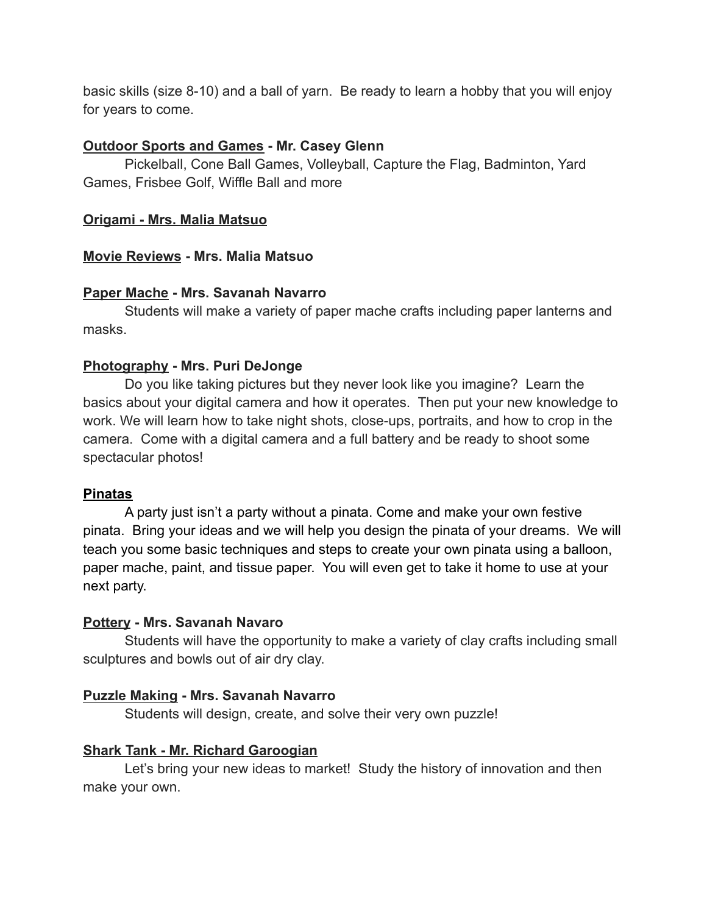basic skills (size 8-10) and a ball of yarn.  Be ready to learn a hobby that you will enjoy for years to come.

**Outdoor Sports and Games - Mr. Casey Glenn**

Pickelball, Cone Ball Games, Volleyball, Capture the Flag, Badminton, Yard Games, Frisbee Golf, Wiffle Ball and more

**Origami - Mrs. Malia Matsuo**

**Movie Reviews - Mrs. Malia Matsuo**

**Paper Mache - Mrs. Savanah Navarro**

Students will make a variety of paper mache crafts including paper lanterns and masks.

**Photography - Mrs. Puri DeJonge**

Do you like taking pictures but they never look like you imagine?  Learn the basics about your digital camera and how it operates.  Then put your new knowledge to work. We will learn how to take night shots, close-ups, portraits, and how to crop in the camera.  Come with a digital camera and a full battery and be ready to shoot some spectacular photos!

**Pinatas**

A party just isn't a party without a pinata. Come and make your own festive pinata.  Bring your ideas and we will help you design the pinata of your dreams.  We will teach you some basic techniques and steps to create your own pinata using a balloon, paper mache, paint, and tissue paper.  You will even get to take it home to use at your next party.

**Pottery - Mrs. Savanah Navaro**

Students will have the opportunity to make a variety of clay crafts including small sculptures and bowls out of air dry clay.

**Puzzle Making - Mrs. Savanah Navarro**

Students will design, create, and solve their very own puzzle!

**Shark Tank - Mr. Richard Garoogian**

Let's bring your new ideas to market!  Study the history of innovation and then make your own.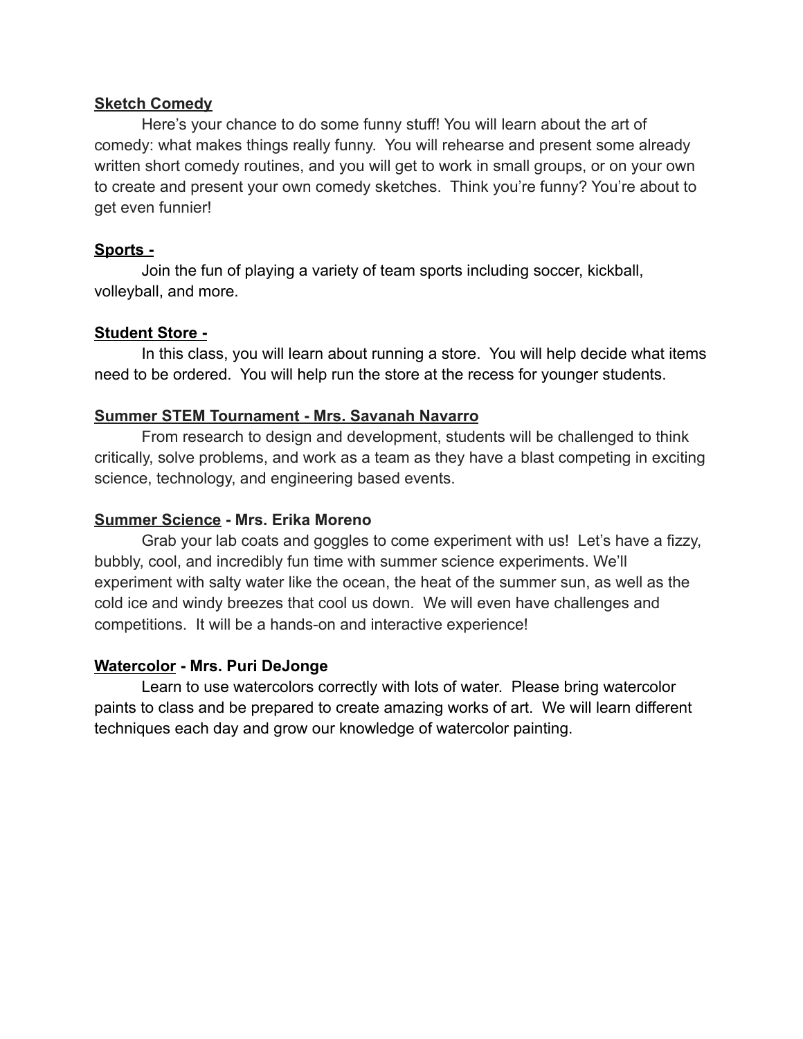**Sketch Comedy**

Here's your chance to do some funny stuff! You will learn about the art of comedy: what makes things really funny. You will rehearse and present some already written short comedy routines, and you will get to work in small groups, or on your own to create and present your own comedy sketches. Think you're funny? You're about to get even funnier!

**Sports -**

Join the fun of playing a variety of team sports including soccer, kickball, volleyball, and more.

**Student Store -**

In this class, you will learn about running a store. You will help decide what items need to be ordered. You will help run the store at the recess for younger students.

**Summer STEM Tournament - Mrs. Savanah Navarro**

From research to design and development, students will be challenged to think critically, solve problems, and work as a team as they have a blast competing in exciting science, technology, and engineering based events.

**Summer Science - Mrs. Erika Moreno**

Grab your lab coats and goggles to come experiment with us! Let's have a fizzy, bubbly, cool, and incredibly fun time with summer science experiments. We'll experiment with salty water like the ocean, the heat of the summer sun, as well as the cold ice and windy breezes that cool us down. We will even have challenges and competitions. It will be a hands-on and interactive experience!

**Watercolor - Mrs. Puri DeJonge**

Learn to use watercolors correctly with lots of water. Please bring watercolor paints to class and be prepared to create amazing works of art. We will learn different techniques each day and grow our knowledge of watercolor painting.